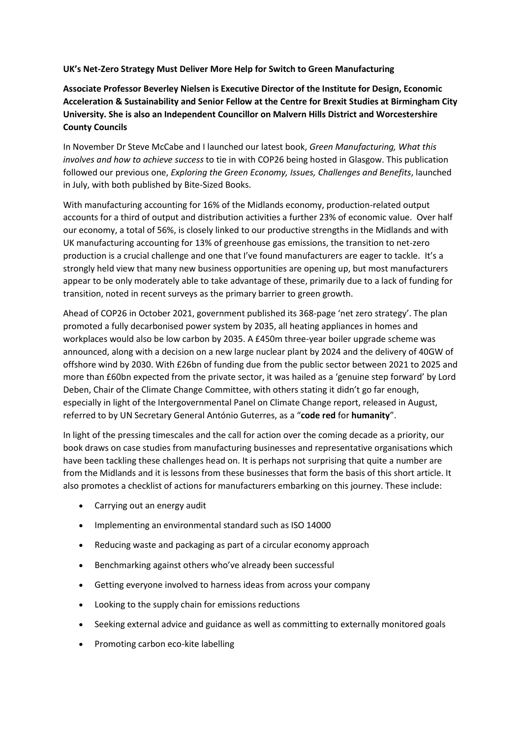**UK's Net-Zero Strategy Must Deliver More Help for Switch to Green Manufacturing**

**Associate Professor Beverley Nielsen is Executive Director of the Institute for Design, Economic Acceleration & Sustainability and Senior Fellow at the Centre for Brexit Studies at Birmingham City University. She is also an Independent Councillor on Malvern Hills District and Worcestershire County Councils**

In November Dr Steve McCabe and I launched our latest book, *Green Manufacturing, What this involves and how to achieve success* to tie in with COP26 being hosted in Glasgow. This publication followed our previous one, *Exploring the Green Economy, Issues, Challenges and Benefits*, launched in July, with both published by Bite-Sized Books.

With manufacturing accounting for 16% of the Midlands economy, production-related output accounts for a third of output and distribution activities a further 23% of economic value. Over half our economy, a total of 56%, is closely linked to our productive strengths in the Midlands and with UK manufacturing accounting for 13% of greenhouse gas emissions, the transition to net-zero production is a crucial challenge and one that I've found manufacturers are eager to tackle. It's a strongly held view that many new business opportunities are opening up, but most manufacturers appear to be only moderately able to take advantage of these, primarily due to a lack of funding for transition, noted in recent surveys as the primary barrier to green growth.

Ahead of COP26 in October 2021, government published its 368-page 'net zero strategy'. The plan promoted a fully decarbonised power system by 2035, all heating appliances in homes and workplaces would also be low carbon by 2035. A £450m three-year boiler upgrade scheme was announced, along with a decision on a new large nuclear plant by 2024 and the delivery of 40GW of offshore wind by 2030. With £26bn of funding due from the public sector between 2021 to 2025 and more than £60bn expected from the private sector, it was hailed as a 'genuine step forward' by Lord Deben, Chair of the Climate Change Committee, with others stating it didn't go far enough, especially in light of the Intergovernmental Panel on Climate Change report, released in August, referred to by UN Secretary General António Guterres, as a "**code red** for **humanity**".

In light of the pressing timescales and the call for action over the coming decade as a priority, our book draws on case studies from manufacturing businesses and representative organisations which have been tackling these challenges head on. It is perhaps not surprising that quite a number are from the Midlands and it is lessons from these businesses that form the basis of this short article. It also promotes a checklist of actions for manufacturers embarking on this journey. These include:

- Carrying out an energy audit
- Implementing an environmental standard such as ISO 14000
- Reducing waste and packaging as part of a circular economy approach
- Benchmarking against others who've already been successful
- Getting everyone involved to harness ideas from across your company
- Looking to the supply chain for emissions reductions
- Seeking external advice and guidance as well as committing to externally monitored goals
- Promoting carbon eco-kite labelling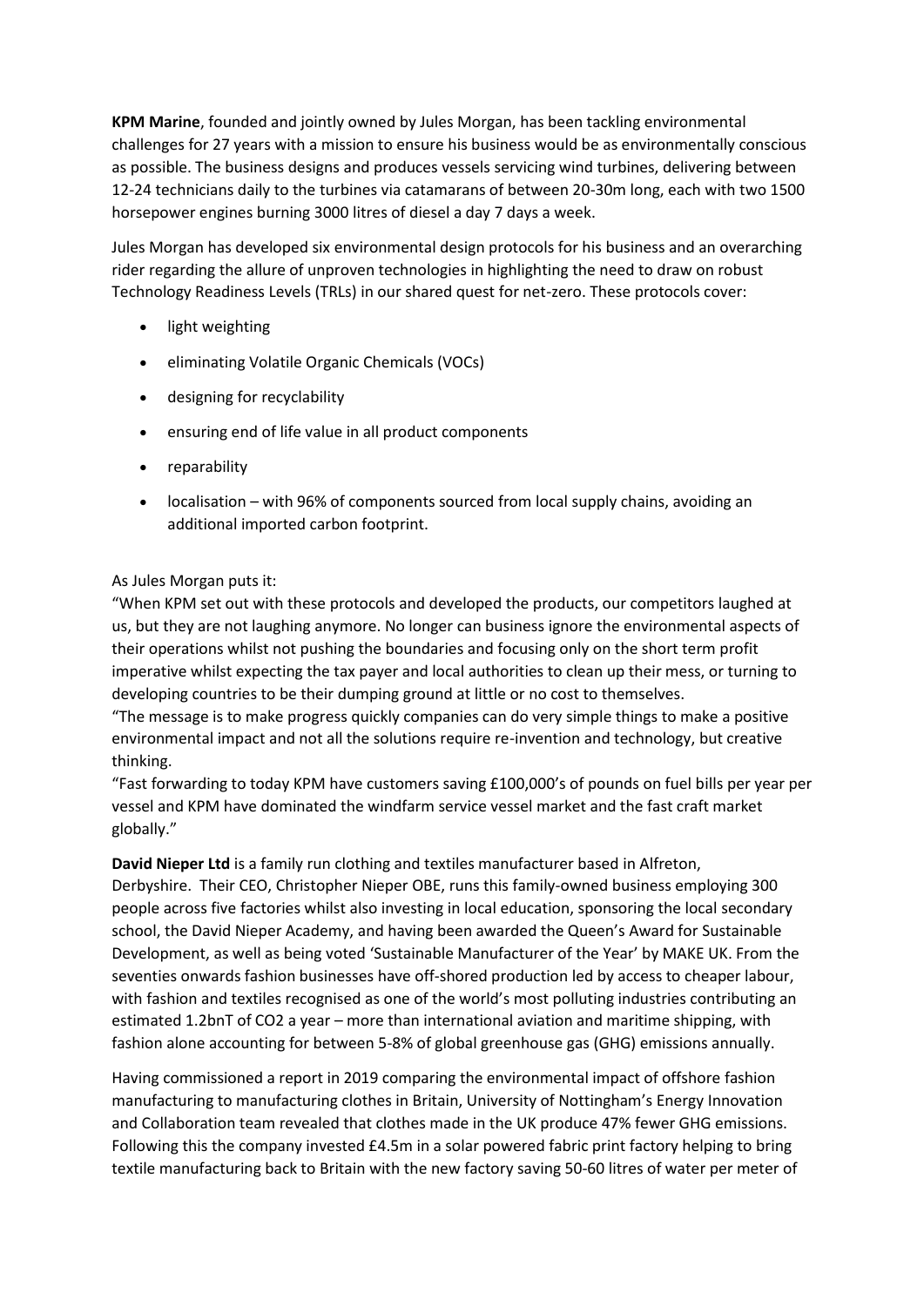**KPM Marine**, founded and jointly owned by Jules Morgan, has been tackling environmental challenges for 27 years with a mission to ensure his business would be as environmentally conscious as possible. The business designs and produces vessels servicing wind turbines, delivering between 12-24 technicians daily to the turbines via catamarans of between 20-30m long, each with two 1500 horsepower engines burning 3000 litres of diesel a day 7 days a week.

Jules Morgan has developed six environmental design protocols for his business and an overarching rider regarding the allure of unproven technologies in highlighting the need to draw on robust Technology Readiness Levels (TRLs) in our shared quest for net-zero. These protocols cover:

- light weighting
- eliminating Volatile Organic Chemicals (VOCs)
- designing for recyclability
- ensuring end of life value in all product components
- reparability
- localisation – with 96% of components sourced from local supply chains, avoiding an additional imported carbon footprint.

As Jules Morgan puts it:
"When KPM set out with these protocols and developed the products, our competitors laughed at us, but they are not laughing anymore. No longer can business ignore the environmental aspects of their operations whilst not pushing the boundaries and focusing only on the short term profit imperative whilst expecting the tax payer and local authorities to clean up their mess, or turning to developing countries to be their dumping ground at little or no cost to themselves.
"The message is to make progress quickly companies can do very simple things to make a positive environmental impact and not all the solutions require re-invention and technology, but creative thinking.
"Fast forwarding to today KPM have customers saving £100,000's of pounds on fuel bills per year per vessel and KPM have dominated the windfarm service vessel market and the fast craft market globally."

**David Nieper Ltd** is a family run clothing and textiles manufacturer based in Alfreton, Derbyshire. Their CEO, Christopher Nieper OBE, runs this family-owned business employing 300 people across five factories whilst also investing in local education, sponsoring the local secondary school, the David Nieper Academy, and having been awarded the Queen's Award for Sustainable Development, as well as being voted 'Sustainable Manufacturer of the Year' by MAKE UK. From the seventies onwards fashion businesses have off-shored production led by access to cheaper labour, with fashion and textiles recognised as one of the world's most polluting industries contributing an estimated 1.2bnT of $CO_2$ a year – more than international aviation and maritime shipping, with fashion alone accounting for between 5-8% of global greenhouse gas (GHG) emissions annually.

Having commissioned a report in 2019 comparing the environmental impact of offshore fashion manufacturing to manufacturing clothes in Britain, University of Nottingham's Energy Innovation and Collaboration team revealed that clothes made in the UK produce 47% fewer GHG emissions. Following this the company invested £4.5m in a solar powered fabric print factory helping to bring textile manufacturing back to Britain with the new factory saving 50-60 litres of water per meter of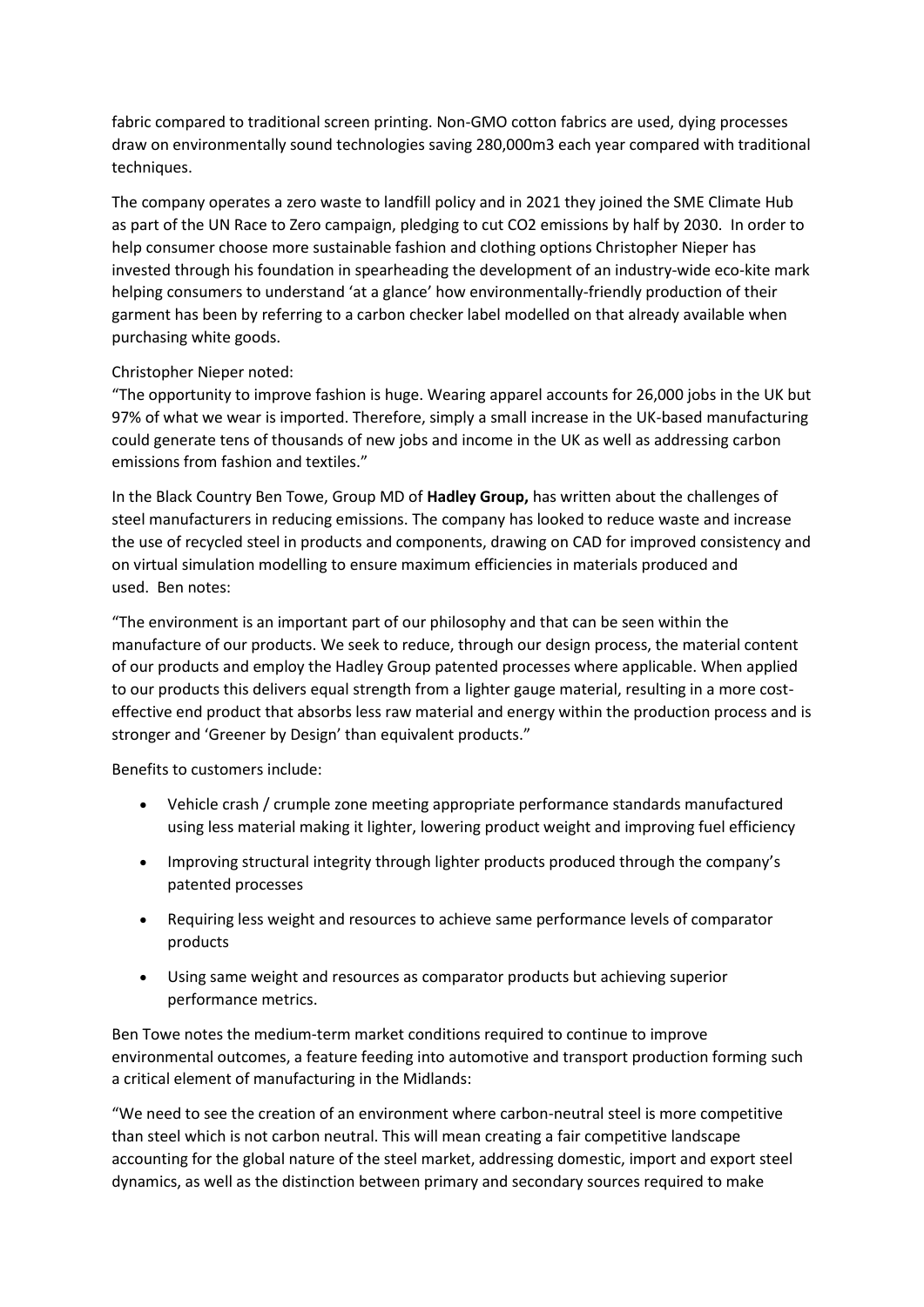fabric compared to traditional screen printing. Non-GMO cotton fabrics are used, dying processes draw on environmentally sound technologies saving 280,000m3 each year compared with traditional techniques.

The company operates a zero waste to landfill policy and in 2021 they joined the SME Climate Hub as part of the UN Race to Zero campaign, pledging to cut CO2 emissions by half by 2030. In order to help consumer choose more sustainable fashion and clothing options Christopher Nieper has invested through his foundation in spearheading the development of an industry-wide eco-kite mark helping consumers to understand 'at a glance' how environmentally-friendly production of their garment has been by referring to a carbon checker label modelled on that already available when purchasing white goods.

Christopher Nieper noted:
"The opportunity to improve fashion is huge. Wearing apparel accounts for 26,000 jobs in the UK but 97% of what we wear is imported. Therefore, simply a small increase in the UK-based manufacturing could generate tens of thousands of new jobs and income in the UK as well as addressing carbon emissions from fashion and textiles."

In the Black Country Ben Towe, Group MD of **Hadley Group,** has written about the challenges of steel manufacturers in reducing emissions. The company has looked to reduce waste and increase the use of recycled steel in products and components, drawing on CAD for improved consistency and on virtual simulation modelling to ensure maximum efficiencies in materials produced and used. Ben notes:

"The environment is an important part of our philosophy and that can be seen within the manufacture of our products. We seek to reduce, through our design process, the material content of our products and employ the Hadley Group patented processes where applicable. When applied to our products this delivers equal strength from a lighter gauge material, resulting in a more cost-effective end product that absorbs less raw material and energy within the production process and is stronger and 'Greener by Design' than equivalent products."

Benefits to customers include:

- Vehicle crash / crumple zone meeting appropriate performance standards manufactured using less material making it lighter, lowering product weight and improving fuel efficiency
- Improving structural integrity through lighter products produced through the company's patented processes
- Requiring less weight and resources to achieve same performance levels of comparator products
- Using same weight and resources as comparator products but achieving superior performance metrics.

Ben Towe notes the medium-term market conditions required to continue to improve environmental outcomes, a feature feeding into automotive and transport production forming such a critical element of manufacturing in the Midlands:

"We need to see the creation of an environment where carbon-neutral steel is more competitive than steel which is not carbon neutral. This will mean creating a fair competitive landscape accounting for the global nature of the steel market, addressing domestic, import and export steel dynamics, as well as the distinction between primary and secondary sources required to make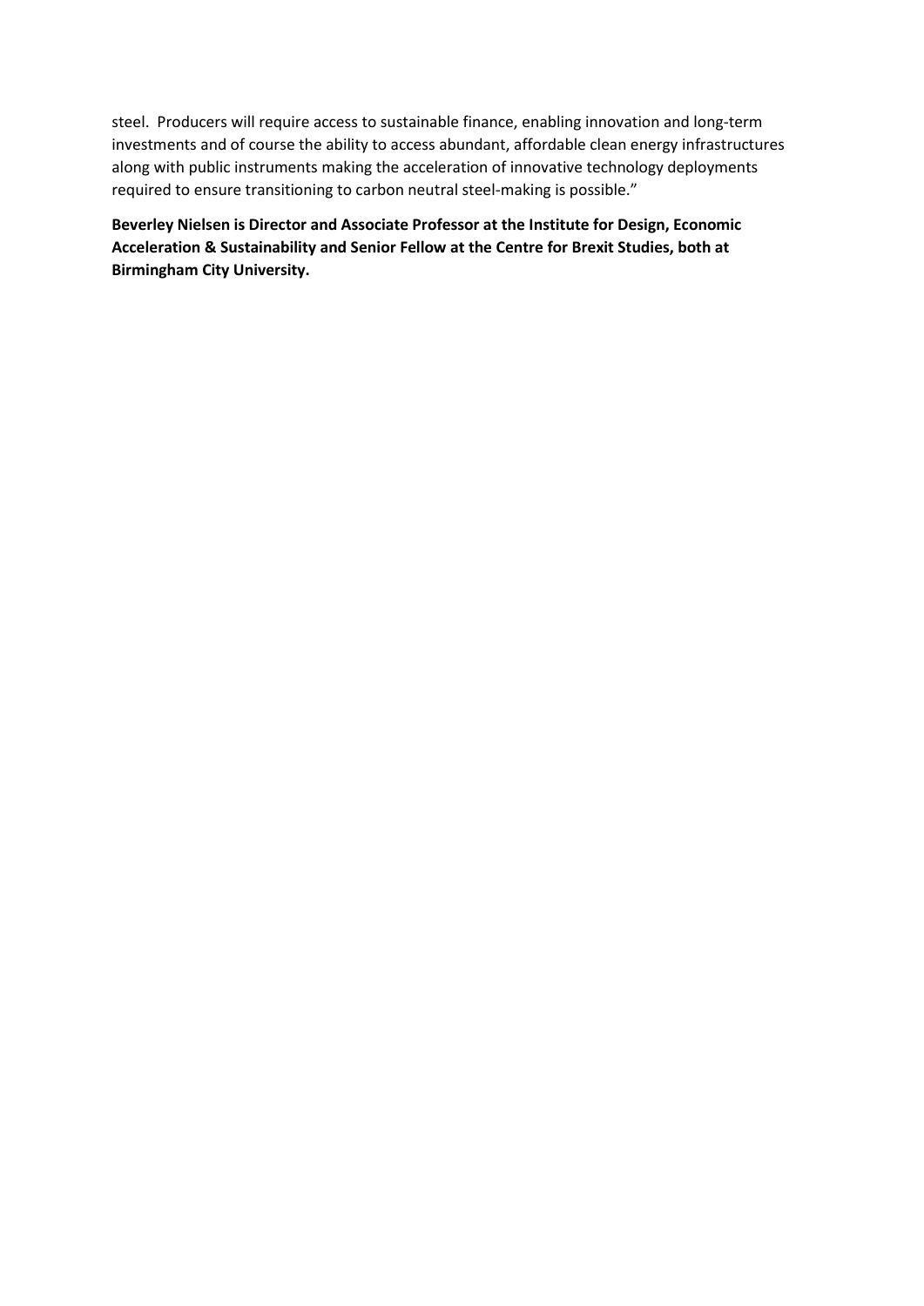steel. Producers will require access to sustainable finance, enabling innovation and long-term investments and of course the ability to access abundant, affordable clean energy infrastructures along with public instruments making the acceleration of innovative technology deployments required to ensure transitioning to carbon neutral steel-making is possible."

**Beverley Nielsen is Director and Associate Professor at the Institute for Design, Economic Acceleration & Sustainability and Senior Fellow at the Centre for Brexit Studies, both at Birmingham City University.**